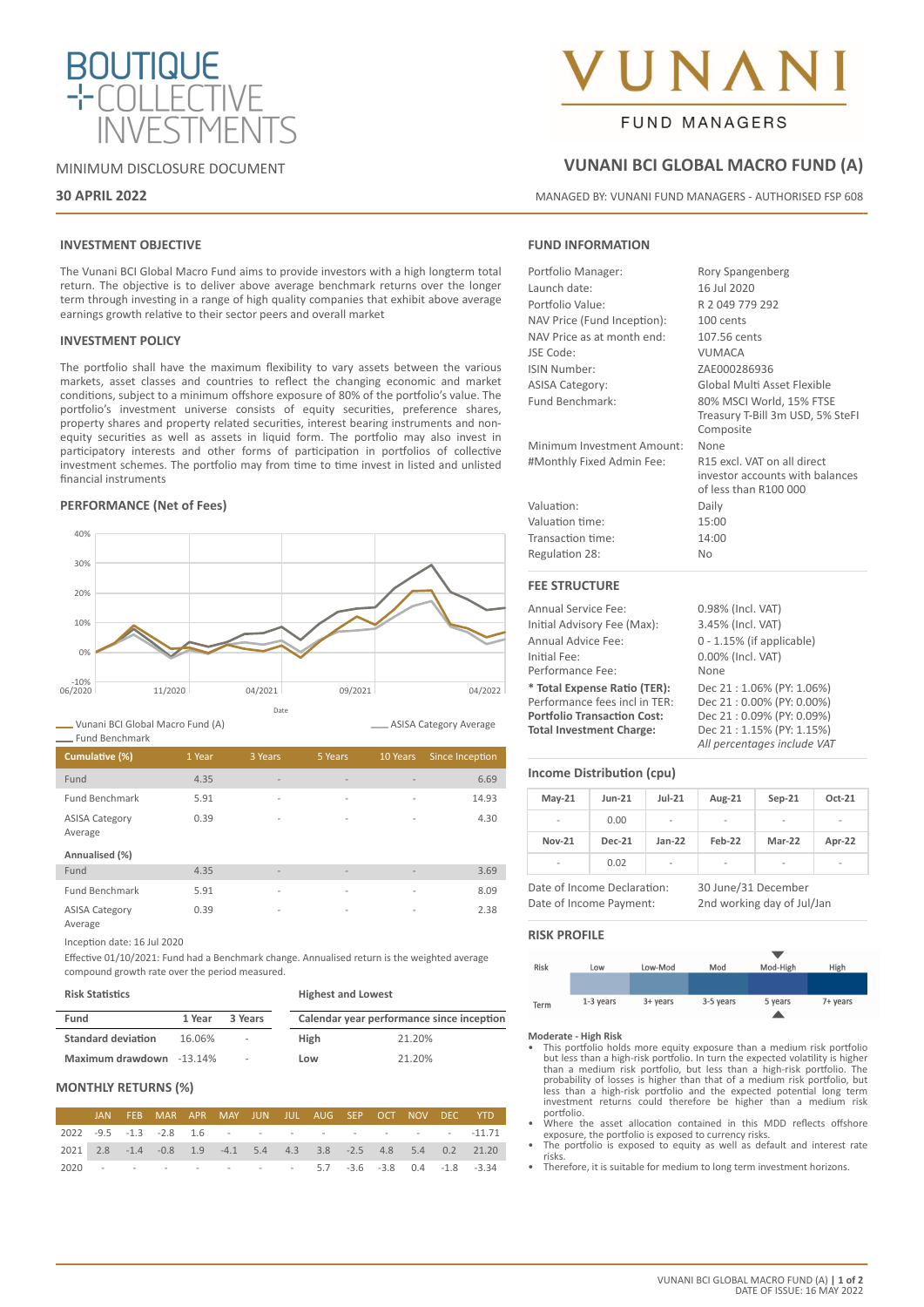BOUTIQUE COLLECTIVE INVESTMENTS

VUNANI FUND MANAGERS

MINIMUM DISCLOSURE DOCUMENT

**30 APRIL 2022**

# VUNANI BCI GLOBAL MACRO FUND (A)

MANAGED BY: VUNANI FUND MANAGERS - AUTHORISED FSP 608

## INVESTMENT OBJECTIVE

The Vunani BCI Global Macro Fund aims to provide investors with a high longterm total return. The objective is to deliver above average benchmark returns over the longer term through investing in a range of high quality companies that exhibit above average earnings growth relative to their sector peers and overall market

## INVESTMENT POLICY

The portfolio shall have the maximum flexibility to vary assets between the various markets, asset classes and countries to reflect the changing economic and market conditions, subject to a minimum offshore exposure of 80% of the portfolio's value. The portfolio's investment universe consists of equity securities, preference shares, property shares and property related securities, interest bearing instruments and non-equity securities as well as assets in liquid form. The portfolio may also invest in participatory interests and other forms of participation in portfolios of collective investment schemes. The portfolio may from time to time invest in listed and unlisted financial instruments

## PERFORMANCE (Net of Fees)

40%
30%
20%
10%
0%
-10%
06/2020
11/2020
04/2021
09/2021
04/2022
Date

Vunani BCI Global Macro Fund (A)
Fund Benchmark
ASISA Category Average

| Cumulative (%) | 1 Year | 3 Years | 5 Years | 10 Years | Since Inception |
|---|---|---|---|---|---|
| Fund | 4.35 | - | - | - | 6.69 |
| Fund Benchmark | 5.91 | - | - | - | 14.93 |
| ASISA Category Average | 0.39 | - | - | - | 4.30 |
| **Annualised (%)** | | | | | |
| Fund | 4.35 | - | - | - | 3.69 |
| Fund Benchmark | 5.91 | - | - | - | 8.09 |
| ASISA Category Average | 0.39 | - | - | - | 2.38 |

Inception date: 16 Jul 2020

Effective 01/10/2021: Fund had a Benchmark change. Annualised return is the weighted average compound growth rate over the period measured.

**Risk Statistics**

| Fund | 1 Year | 3 Years |
|---|---|---|
| **Standard deviation** | 16.06% | - |
| **Maximum drawdown** | -13.14% | - |

**Highest and Lowest**

| Calendar year performance since inception | |
|---|---|
| **High** | 21.20% |
| **Low** | 21.20% |

## MONTHLY RETURNS (%)

| | JAN | FEB | MAR | APR | MAY | JUN | JUL | AUG | SEP | OCT | NOV | DEC | YTD |
|---|---|---|---|---|---|---|---|---|---|---|---|---|---|
| 2022 | -9.5 | -1.3 | -2.8 | 1.6 | - | - | - | - | - | - | - | - | -11.71 |
| 2021 | 2.8 | -1.4 | -0.8 | 1.9 | -4.1 | 5.4 | 4.3 | 3.8 | -2.5 | 4.8 | 5.4 | 0.2 | 21.20 |
| 2020 | - | - | - | - | - | - | - | 5.7 | -3.6 | -3.8 | 0.4 | -1.8 | -3.34 |

## FUND INFORMATION

| | |
|---|---|
| Portfolio Manager: | Rory Spangenberg |
| Launch date: | 16 Jul 2020 |
| Portfolio Value: | R 2 049 779 292 |
| NAV Price (Fund Inception): | 100 cents |
| NAV Price as at month end: | 107.56 cents |
| JSE Code: | VUMACA |
| ISIN Number: | ZAE000286936 |
| ASISA Category: | Global Multi Asset Flexible |
| Fund Benchmark: | 80% MSCI World, 15% FTSE Treasury T-Bill 3m USD, 5% SteFI Composite |
| Minimum Investment Amount: | None |
| #Monthly Fixed Admin Fee: | R15 excl. VAT on all direct investor accounts with balances of less than R100 000 |
| Valuation: | Daily |
| Valuation time: | 15:00 |
| Transaction time: | 14:00 |
| Regulation 28: | No |

## FEE STRUCTURE

| | |
|---|---|
| Annual Service Fee: | 0.98% (Incl. VAT) |
| Initial Advisory Fee (Max): | 3.45% (Incl. VAT) |
| Annual Advice Fee: | 0 - 1.15% (if applicable) |
| Initial Fee: | 0.00% (Incl. VAT) |
| Performance Fee: | None |
| * **Total Expense Ratio (TER):** | Dec 21 : 1.06% (PY: 1.06%) |
| Performance fees incl in TER: | Dec 21 : 0.00% (PY: 0.00%) |
| **Portfolio Transaction Cost:** | Dec 21 : 0.09% (PY: 0.09%) |
| **Total Investment Charge:** | Dec 21 : 1.15% (PY: 1.15%) |

*All percentages include VAT*

## Income Distribution (cpu)

| May-21 | Jun-21 | Jul-21 | Aug-21 | Sep-21 | Oct-21 |
|---|---|---|---|---|---|
| - | 0.00 | - | - | - | - |
| **Nov-21** | **Dec-21** | **Jan-22** | **Feb-22** | **Mar-22** | **Apr-22** |
| - | 0.02 | - | - | - | - |

| | |
|---|---|
| Date of Income Declaration: | 30 June/31 December |
| Date of Income Payment: | 2nd working day of Jul/Jan |

## RISK PROFILE

| Risk | Low | Low-Mod | Mod | Mod-High | High |
|---|---|---|---|---|---|
| Term | 1-3 years | 3+ years | 3-5 years | 5 years | 7+ years |

**Moderate - High Risk**

- This portfolio holds more equity exposure than a medium risk portfolio but less than a high-risk portfolio. In turn the expected volatility is higher than a medium risk portfolio, but less than a high-risk portfolio. The probability of losses is higher than that of a medium risk portfolio, but less than a high-risk portfolio and the expected potential long term investment returns could therefore be higher than a medium risk portfolio.
- Where the asset allocation contained in this MDD reflects offshore exposure, the portfolio is exposed to currency risks.
- The portfolio is exposed to equity as well as default and interest rate risks.
- Therefore, it is suitable for medium to long term investment horizons.

DATE OF ISSUE: 16 MAY 2022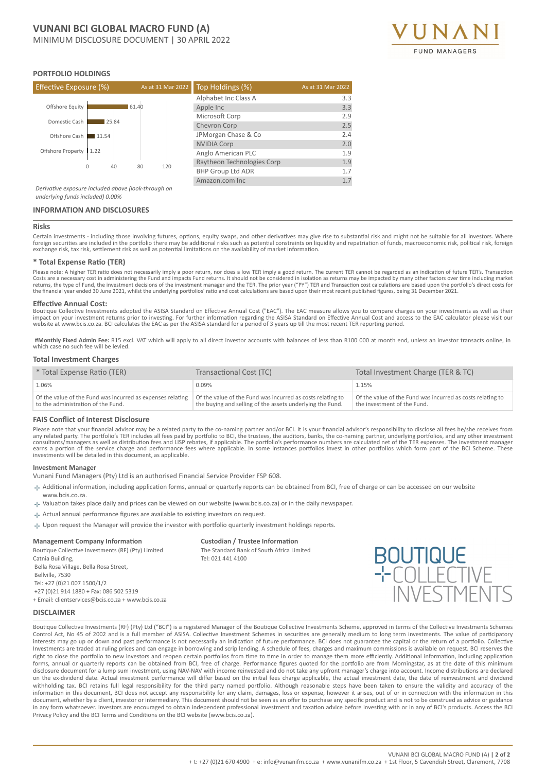## PORTFOLIO HOLDINGS

**Effective Exposure (%)** As at 31 Mar 2022

Offshore Equity 61.40
Domestic Cash 25.84
Offshore Cash 11.54
Offshore Property 1.22

0 40 80 120

*Derivative exposure included above (look-through on underlying funds included) 0.00%*

| Top Holdings (%) | As at 31 Mar 2022 |
|---|---|
| Alphabet Inc Class A | 3.3 |
| Apple Inc | 3.3 |
| Microsoft Corp | 2.9 |
| Chevron Corp | 2.5 |
| JPMorgan Chase & Co | 2.4 |
| NVIDIA Corp | 2.0 |
| Anglo American PLC | 1.9 |
| Raytheon Technologies Corp | 1.9 |
| BHP Group Ltd ADR | 1.7 |
| Amazon.com Inc | 1.7 |

## INFORMATION AND DISCLOSURES

### Risks

Certain investments - including those involving futures, options, equity swaps, and other derivatives may give rise to substantial risk and might not be suitable for all investors. Where foreign securities are included in the portfolio there may be additional risks such as potential constraints on liquidity and repatriation of funds, macroeconomic risk, political risk, foreign exchange risk, tax risk, settlement risk as well as potential limitations on the availability of market information.

### * Total Expense Ratio (TER)

Please note: A higher TER ratio does not necessarily imply a poor return, nor does a low TER imply a good return. The current TER cannot be regarded as an indication of future TER's. Transaction Costs are a necessary cost in administering the Fund and impacts Fund returns. It should not be considered in isolation as returns may be impacted by many other factors over time including market returns, the type of Fund, the investment decisions of the investment manager and the TER. The prior year ("PY") TER and Transaction cost calculations are based upon the portfolio's direct costs for the financial year ended 30 June 2021, whilst the underlying portfolios' ratio and cost calculations are based upon their most recent published figures, being 31 December 2021.

### Effective Annual Cost:

Boutique Collective Investments adopted the ASISA Standard on Effective Annual Cost ("EAC"). The EAC measure allows you to compare charges on your investments as well as their impact on your investment returns prior to investing. For further information regarding the ASISA Standard on Effective Annual Cost and access to the EAC calculator please visit our website at www.bcis.co.za. BCI calculates the EAC as per the ASISA standard for a period of 3 years up till the most recent TER reporting period.

**#Monthly Fixed Admin Fee:** R15 excl. VAT which will apply to all direct investor accounts with balances of less than R100 000 at month end, unless an investor transacts online, in which case no such fee will be levied.

### Total Investment Charges

| * Total Expense Ratio (TER) | Transactional Cost (TC) | Total Investment Charge (TER & TC) |
|---|---|---|
| 1.06% | 0.09% | 1.15% |
| Of the value of the Fund was incurred as expenses relating to the administration of the Fund. | Of the value of the Fund was incurred as costs relating to the buying and selling of the assets underlying the Fund. | Of the value of the Fund was incurred as costs relating to the investment of the Fund. |

### FAIS Conflict of Interest Disclosure

Please note that your financial advisor may be a related party to the co-naming partner and/or BCI. It is your financial advisor's responsibility to disclose all fees he/she receives from any related party. The portfolio's TER includes all fees paid by portfolio to BCI, the trustees, the auditors, banks, the co-naming partner, underlying portfolios, and any other investment consultants/managers as well as distribution fees and LISP rebates, if applicable. The portfolio's performance numbers are calculated net of the TER expenses. The investment manager earns a portion of the service charge and performance fees where applicable. In some instances portfolios invest in other portfolios which form part of the BCI Scheme. These investments will be detailed in this document, as applicable.

### Investment Manager

Vunani Fund Managers (Pty) Ltd is an authorised Financial Service Provider FSP 608.

- Additional information, including application forms, annual or quarterly reports can be obtained from BCI, free of charge or can be accessed on our website www.bcis.co.za.
- Valuation takes place daily and prices can be viewed on our website (www.bcis.co.za) or in the daily newspaper.
- Actual annual performance figures are available to existing investors on request.
- Upon request the Manager will provide the investor with portfolio quarterly investment holdings reports.

### Management Company Information

Boutique Collective Investments (RF) (Pty) Limited
Catnia Building,
Bella Rosa Village, Bella Rosa Street,
Bellville, 7530
Tel: +27 (0)21 007 1500/1/2
+27 (0)21 914 1880 + Fax: 086 502 5319
+ Email: clientservices@bcis.co.za + www.bcis.co.za

### Custodian / Trustee Information

The Standard Bank of South Africa Limited
Tel: 021 441 4100

## DISCLAIMER

Boutique Collective Investments (RF) (Pty) Ltd ("BCI") is a registered Manager of the Boutique Collective Investments Scheme, approved in terms of the Collective Investments Schemes Control Act, No 45 of 2002 and is a full member of ASISA. Collective Investment Schemes in securities are generally medium to long term investments. The value of participatory interests may go up or down and past performance is not necessarily an indication of future performance. BCI does not guarantee the capital or the return of a portfolio. Collective Investments are traded at ruling prices and can engage in borrowing and scrip lending. A schedule of fees, charges and maximum commissions is available on request. BCI reserves the right to close the portfolio to new investors and reopen certain portfolios from time to time in order to manage them more efficiently. Additional information, including application forms, annual or quarterly reports can be obtained from BCI, free of charge. Performance figures quoted for the portfolio are from Morningstar, as at the date of this minimum disclosure document for a lump sum investment, using NAV-NAV with income reinvested and do not take any upfront manager's charge into account. Income distributions are declared on the ex-dividend date. Actual investment performance will differ based on the initial fees charge applicable, the actual investment date, the date of reinvestment and dividend withholding tax. BCI retains full legal responsibility for the third party named portfolio. Although reasonable steps have been taken to ensure the validity and accuracy of the information in this document, BCI does not accept any responsibility for any claim, damages, loss or expense, however it arises, out of or in connection with the information in this document, whether by a client, investor or intermediary. This document should not be seen as an offer to purchase any specific product and is not to be construed as advice or guidance in any form whatsoever. Investors are encouraged to obtain independent professional investment and taxation advice before investing with or in any of BCI's products. Access the BCI Privacy Policy and the BCI Terms and Conditions on the BCI website (www.bcis.co.za).

+ t: +27 (0)21 670 4900 + e: info@vunanifm.co.za + www.vunanifm.co.za + 1st Floor, 5 Cavendish Street, Claremont, 7708